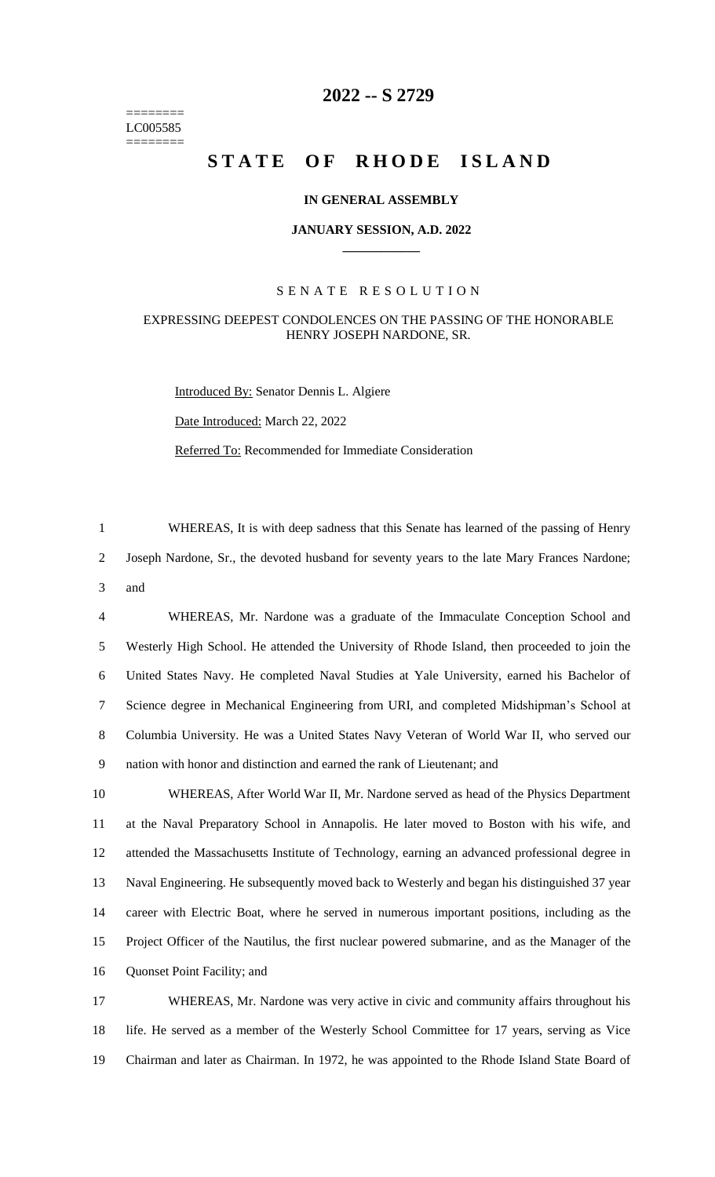# 2022 -- S 2729

========
LC005585
========

# STATE OF RHODE ISLAND

### IN GENERAL ASSEMBLY

### JANUARY SESSION, A.D. 2022

## SENATE RESOLUTION

### EXPRESSING DEEPEST CONDOLENCES ON THE PASSING OF THE HONORABLE HENRY JOSEPH NARDONE, SR.

Introduced By: Senator Dennis L. Algiere

Date Introduced: March 22, 2022

Referred To: Recommended for Immediate Consideration

WHEREAS, It is with deep sadness that this Senate has learned of the passing of Henry Joseph Nardone, Sr., the devoted husband for seventy years to the late Mary Frances Nardone; and

WHEREAS, Mr. Nardone was a graduate of the Immaculate Conception School and Westerly High School. He attended the University of Rhode Island, then proceeded to join the United States Navy. He completed Naval Studies at Yale University, earned his Bachelor of Science degree in Mechanical Engineering from URI, and completed Midshipman's School at Columbia University. He was a United States Navy Veteran of World War II, who served our nation with honor and distinction and earned the rank of Lieutenant; and

WHEREAS, After World War II, Mr. Nardone served as head of the Physics Department at the Naval Preparatory School in Annapolis. He later moved to Boston with his wife, and attended the Massachusetts Institute of Technology, earning an advanced professional degree in Naval Engineering. He subsequently moved back to Westerly and began his distinguished 37 year career with Electric Boat, where he served in numerous important positions, including as the Project Officer of the Nautilus, the first nuclear powered submarine, and as the Manager of the Quonset Point Facility; and

WHEREAS, Mr. Nardone was very active in civic and community affairs throughout his life. He served as a member of the Westerly School Committee for 17 years, serving as Vice Chairman and later as Chairman. In 1972, he was appointed to the Rhode Island State Board of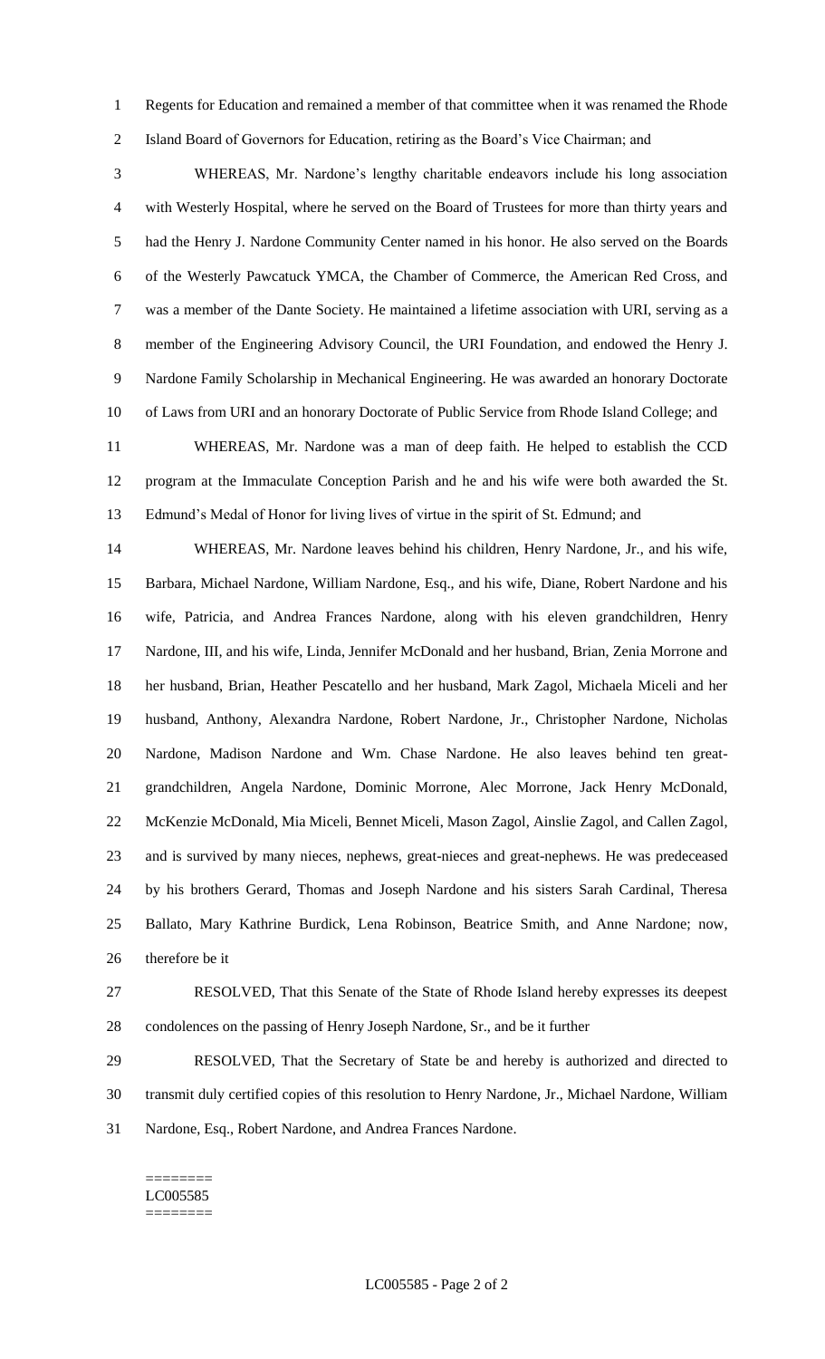Regents for Education and remained a member of that committee when it was renamed the Rhode Island Board of Governors for Education, retiring as the Board's Vice Chairman; and

WHEREAS, Mr. Nardone's lengthy charitable endeavors include his long association with Westerly Hospital, where he served on the Board of Trustees for more than thirty years and had the Henry J. Nardone Community Center named in his honor. He also served on the Boards of the Westerly Pawcatuck YMCA, the Chamber of Commerce, the American Red Cross, and was a member of the Dante Society. He maintained a lifetime association with URI, serving as a member of the Engineering Advisory Council, the URI Foundation, and endowed the Henry J. Nardone Family Scholarship in Mechanical Engineering. He was awarded an honorary Doctorate of Laws from URI and an honorary Doctorate of Public Service from Rhode Island College; and

WHEREAS, Mr. Nardone was a man of deep faith. He helped to establish the CCD program at the Immaculate Conception Parish and he and his wife were both awarded the St. Edmund's Medal of Honor for living lives of virtue in the spirit of St. Edmund; and

WHEREAS, Mr. Nardone leaves behind his children, Henry Nardone, Jr., and his wife, Barbara, Michael Nardone, William Nardone, Esq., and his wife, Diane, Robert Nardone and his wife, Patricia, and Andrea Frances Nardone, along with his eleven grandchildren, Henry Nardone, III, and his wife, Linda, Jennifer McDonald and her husband, Brian, Zenia Morrone and her husband, Brian, Heather Pescatello and her husband, Mark Zagol, Michaela Miceli and her husband, Anthony, Alexandra Nardone, Robert Nardone, Jr., Christopher Nardone, Nicholas Nardone, Madison Nardone and Wm. Chase Nardone. He also leaves behind ten great-grandchildren, Angela Nardone, Dominic Morrone, Alec Morrone, Jack Henry McDonald, McKenzie McDonald, Mia Miceli, Bennet Miceli, Mason Zagol, Ainslie Zagol, and Callen Zagol, and is survived by many nieces, nephews, great-nieces and great-nephews. He was predeceased by his brothers Gerard, Thomas and Joseph Nardone and his sisters Sarah Cardinal, Theresa Ballato, Mary Kathrine Burdick, Lena Robinson, Beatrice Smith, and Anne Nardone; now, therefore be it

RESOLVED, That this Senate of the State of Rhode Island hereby expresses its deepest condolences on the passing of Henry Joseph Nardone, Sr., and be it further

RESOLVED, That the Secretary of State be and hereby is authorized and directed to transmit duly certified copies of this resolution to Henry Nardone, Jr., Michael Nardone, William Nardone, Esq., Robert Nardone, and Andrea Frances Nardone.

========
LC005585
========